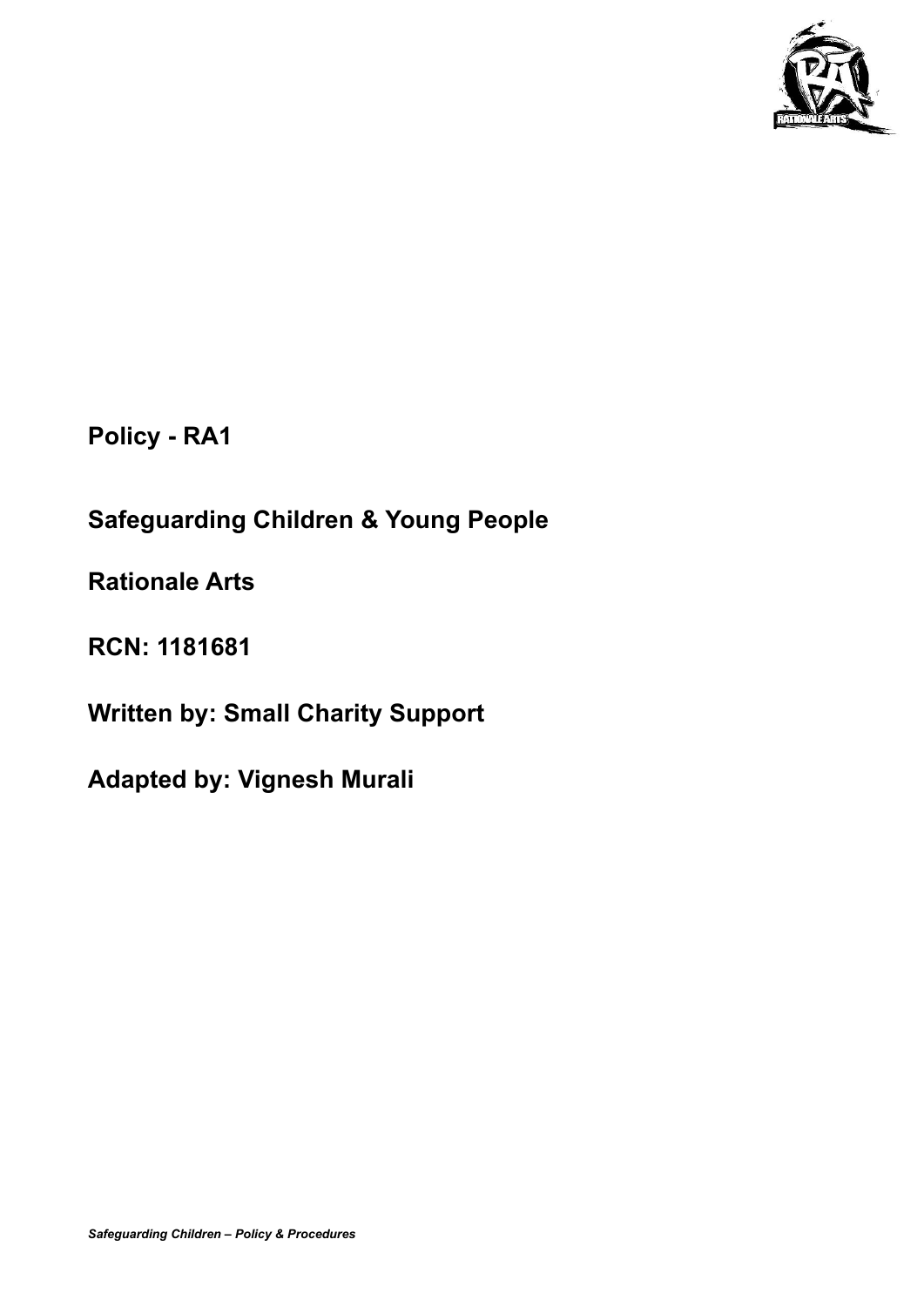**Policy - RA1**

**Safeguarding Children & Young People**

**Rationale Arts**

**RCN: 1181681**

**Written by: Small Charity Support**

**Adapted by: Vignesh Murali**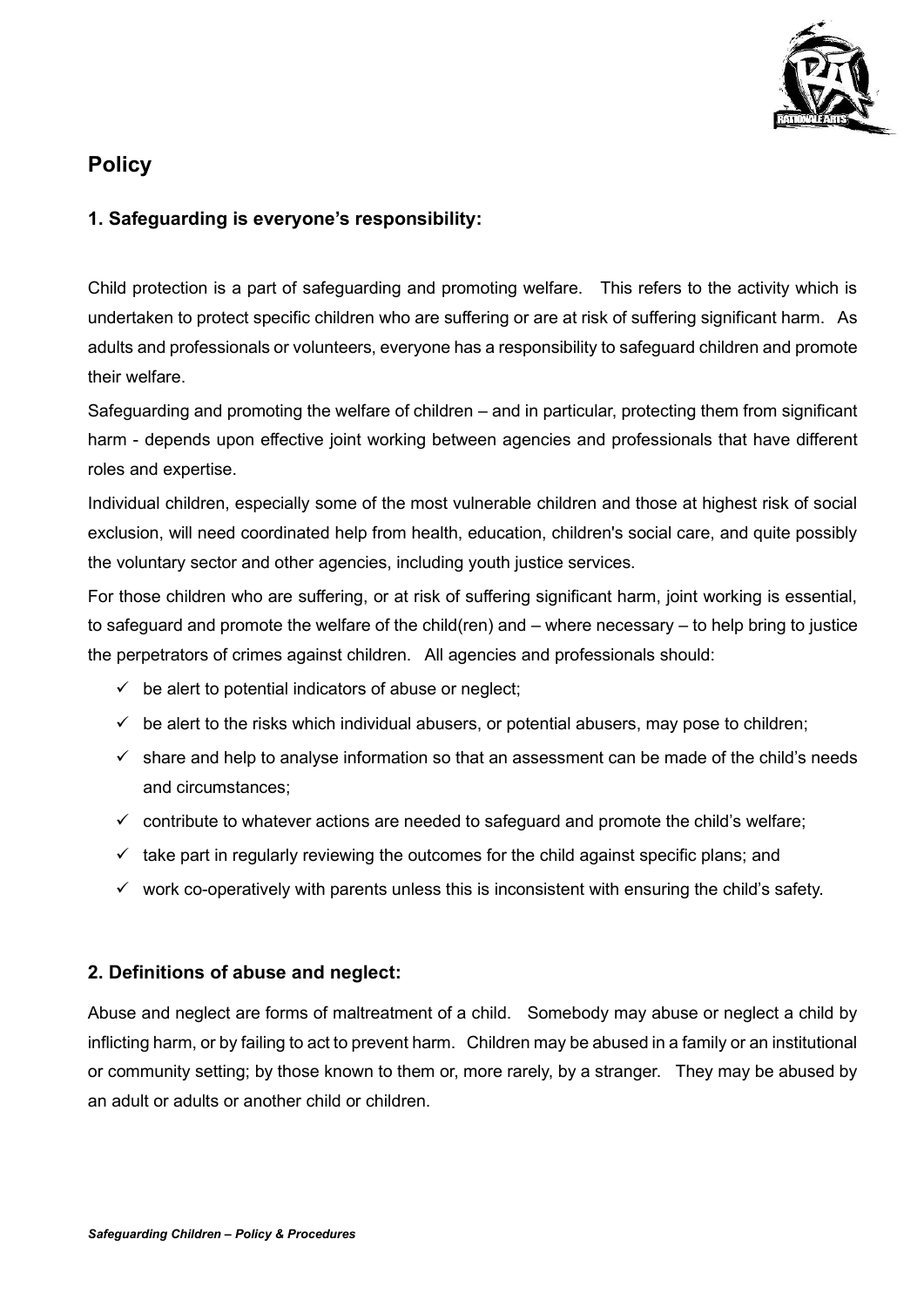## Policy

### 1. Safeguarding is everyone's responsibility:

Child protection is a part of safeguarding and promoting welfare. This refers to the activity which is undertaken to protect specific children who are suffering or are at risk of suffering significant harm. As adults and professionals or volunteers, everyone has a responsibility to safeguard children and promote their welfare.

Safeguarding and promoting the welfare of children – and in particular, protecting them from significant harm - depends upon effective joint working between agencies and professionals that have different roles and expertise.

Individual children, especially some of the most vulnerable children and those at highest risk of social exclusion, will need coordinated help from health, education, children's social care, and quite possibly the voluntary sector and other agencies, including youth justice services.

For those children who are suffering, or at risk of suffering significant harm, joint working is essential, to safeguard and promote the welfare of the child(ren) and – where necessary – to help bring to justice the perpetrators of crimes against children. All agencies and professionals should:

- ✓ be alert to potential indicators of abuse or neglect;
- ✓ be alert to the risks which individual abusers, or potential abusers, may pose to children;
- ✓ share and help to analyse information so that an assessment can be made of the child's needs and circumstances;
- ✓ contribute to whatever actions are needed to safeguard and promote the child's welfare;
- ✓ take part in regularly reviewing the outcomes for the child against specific plans; and
- ✓ work co-operatively with parents unless this is inconsistent with ensuring the child's safety.

### 2. Definitions of abuse and neglect:

Abuse and neglect are forms of maltreatment of a child. Somebody may abuse or neglect a child by inflicting harm, or by failing to act to prevent harm. Children may be abused in a family or an institutional or community setting; by those known to them or, more rarely, by a stranger. They may be abused by an adult or adults or another child or children.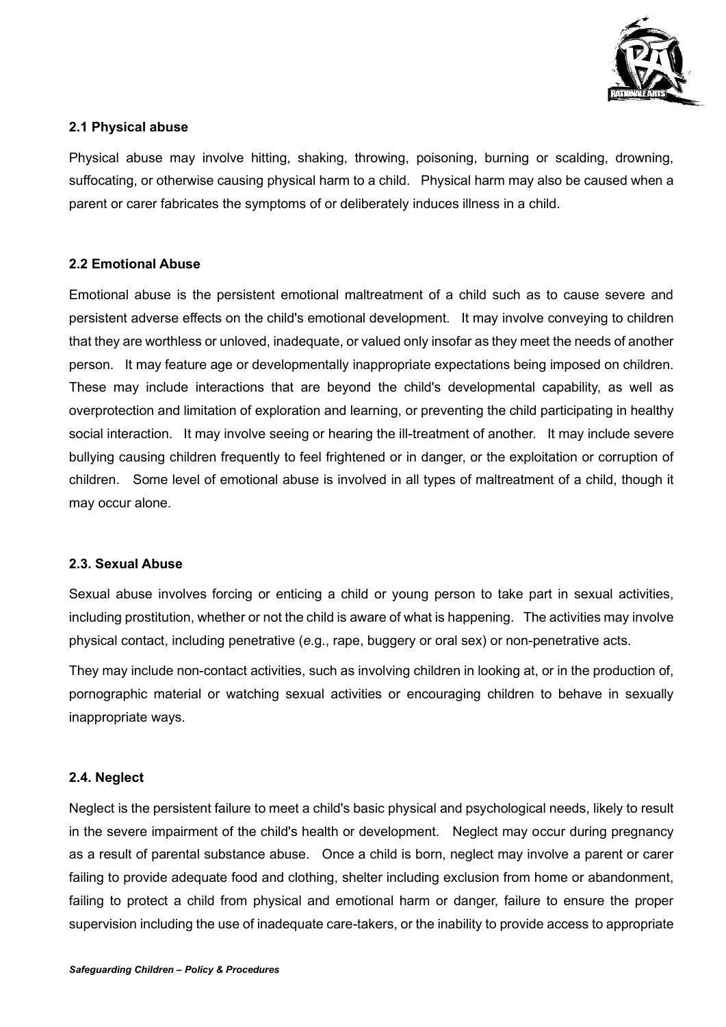### 2.1 Physical abuse

Physical abuse may involve hitting, shaking, throwing, poisoning, burning or scalding, drowning, suffocating, or otherwise causing physical harm to a child. Physical harm may also be caused when a parent or carer fabricates the symptoms of or deliberately induces illness in a child.

### 2.2 Emotional Abuse

Emotional abuse is the persistent emotional maltreatment of a child such as to cause severe and persistent adverse effects on the child's emotional development. It may involve conveying to children that they are worthless or unloved, inadequate, or valued only insofar as they meet the needs of another person. It may feature age or developmentally inappropriate expectations being imposed on children. These may include interactions that are beyond the child's developmental capability, as well as overprotection and limitation of exploration and learning, or preventing the child participating in healthy social interaction. It may involve seeing or hearing the ill-treatment of another. It may include severe bullying causing children frequently to feel frightened or in danger, or the exploitation or corruption of children. Some level of emotional abuse is involved in all types of maltreatment of a child, though it may occur alone.

### 2.3. Sexual Abuse

Sexual abuse involves forcing or enticing a child or young person to take part in sexual activities, including prostitution, whether or not the child is aware of what is happening. The activities may involve physical contact, including penetrative (*e*.g., rape, buggery or oral sex) or non-penetrative acts.

They may include non-contact activities, such as involving children in looking at, or in the production of, pornographic material or watching sexual activities or encouraging children to behave in sexually inappropriate ways.

### 2.4. Neglect

Neglect is the persistent failure to meet a child's basic physical and psychological needs, likely to result in the severe impairment of the child's health or development. Neglect may occur during pregnancy as a result of parental substance abuse. Once a child is born, neglect may involve a parent or carer failing to provide adequate food and clothing, shelter including exclusion from home or abandonment, failing to protect a child from physical and emotional harm or danger, failure to ensure the proper supervision including the use of inadequate care-takers, or the inability to provide access to appropriate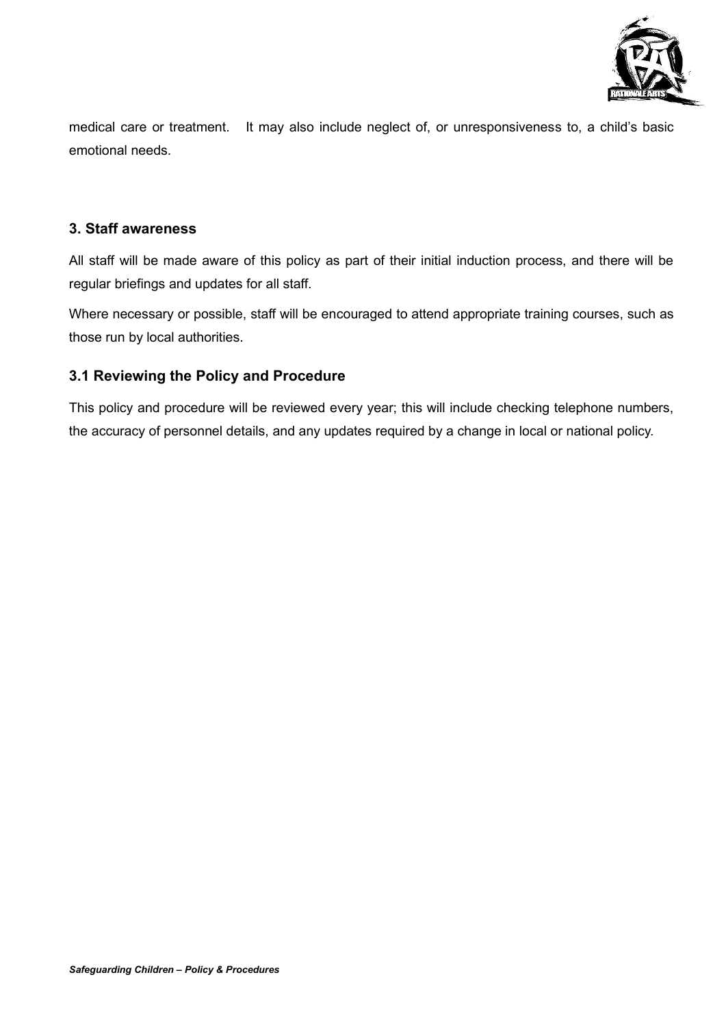medical care or treatment. It may also include neglect of, or unresponsiveness to, a child's basic emotional needs.

### 3. Staff awareness

All staff will be made aware of this policy as part of their initial induction process, and there will be regular briefings and updates for all staff.

Where necessary or possible, staff will be encouraged to attend appropriate training courses, such as those run by local authorities.

### 3.1 Reviewing the Policy and Procedure

This policy and procedure will be reviewed every year; this will include checking telephone numbers, the accuracy of personnel details, and any updates required by a change in local or national policy.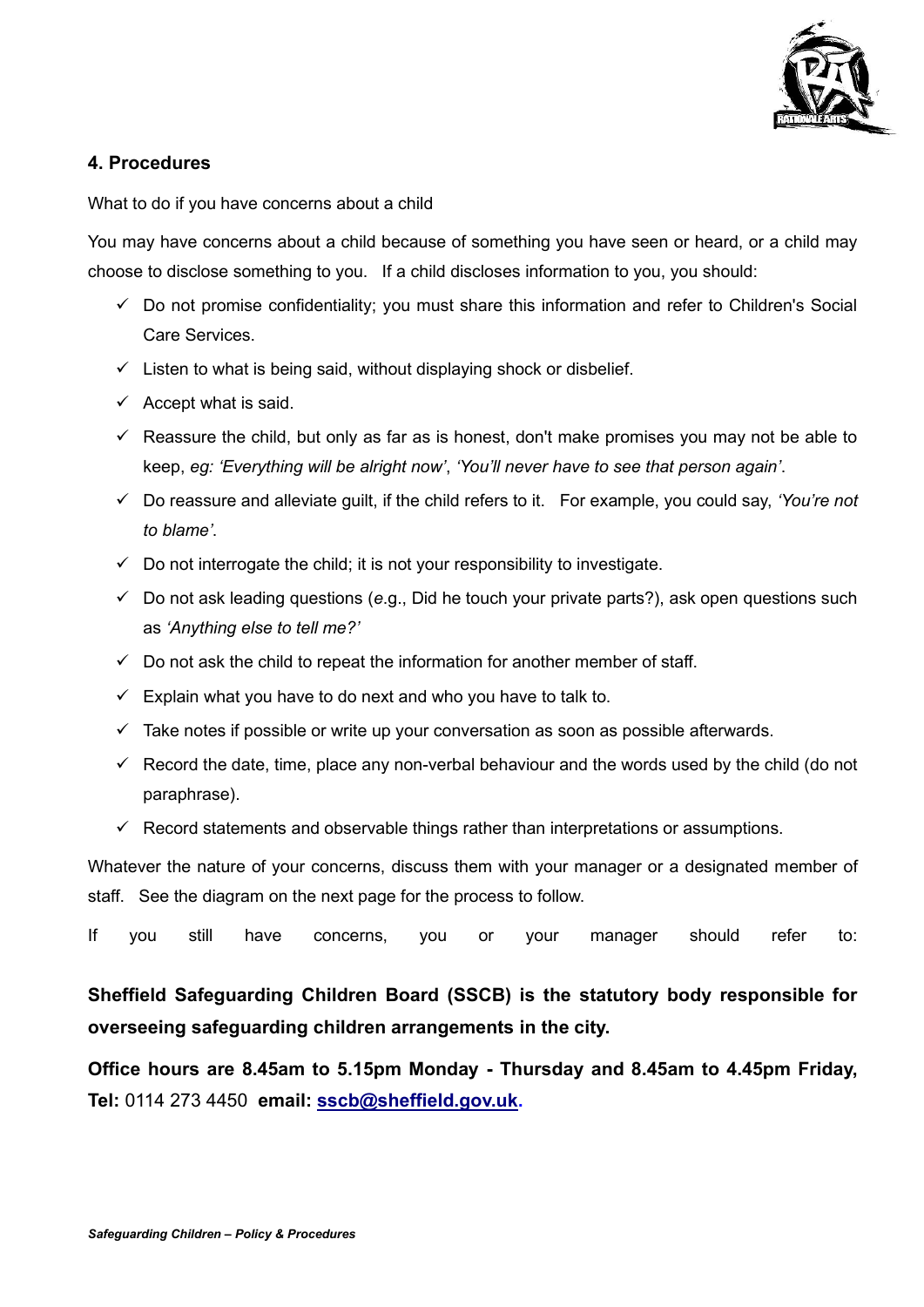## 4. Procedures

What to do if you have concerns about a child

You may have concerns about a child because of something you have seen or heard, or a child may choose to disclose something to you. If a child discloses information to you, you should:

- ✓ Do not promise confidentiality; you must share this information and refer to Children's Social Care Services.
- ✓ Listen to what is being said, without displaying shock or disbelief.
- ✓ Accept what is said.
- ✓ Reassure the child, but only as far as is honest, don't make promises you may not be able to keep, *eg: 'Everything will be alright now'*, *'You'll never have to see that person again'*.
- ✓ Do reassure and alleviate guilt, if the child refers to it. For example, you could say, *'You're not to blame'*.
- ✓ Do not interrogate the child; it is not your responsibility to investigate.
- ✓ Do not ask leading questions (*e*.g., Did he touch your private parts?), ask open questions such as *'Anything else to tell me?'*
- ✓ Do not ask the child to repeat the information for another member of staff.
- ✓ Explain what you have to do next and who you have to talk to.
- ✓ Take notes if possible or write up your conversation as soon as possible afterwards.
- ✓ Record the date, time, place any non-verbal behaviour and the words used by the child (do not paraphrase).
- ✓ Record statements and observable things rather than interpretations or assumptions.

Whatever the nature of your concerns, discuss them with your manager or a designated member of staff. See the diagram on the next page for the process to follow.

If you still have concerns, you or your manager should refer to:

**Sheffield Safeguarding Children Board (SSCB) is the statutory body responsible for overseeing safeguarding children arrangements in the city.**

**Office hours are 8.45am to 5.15pm Monday - Thursday and 8.45am to 4.45pm Friday, Tel:** 0114 273 4450 **email: sscb@sheffield.gov.uk.**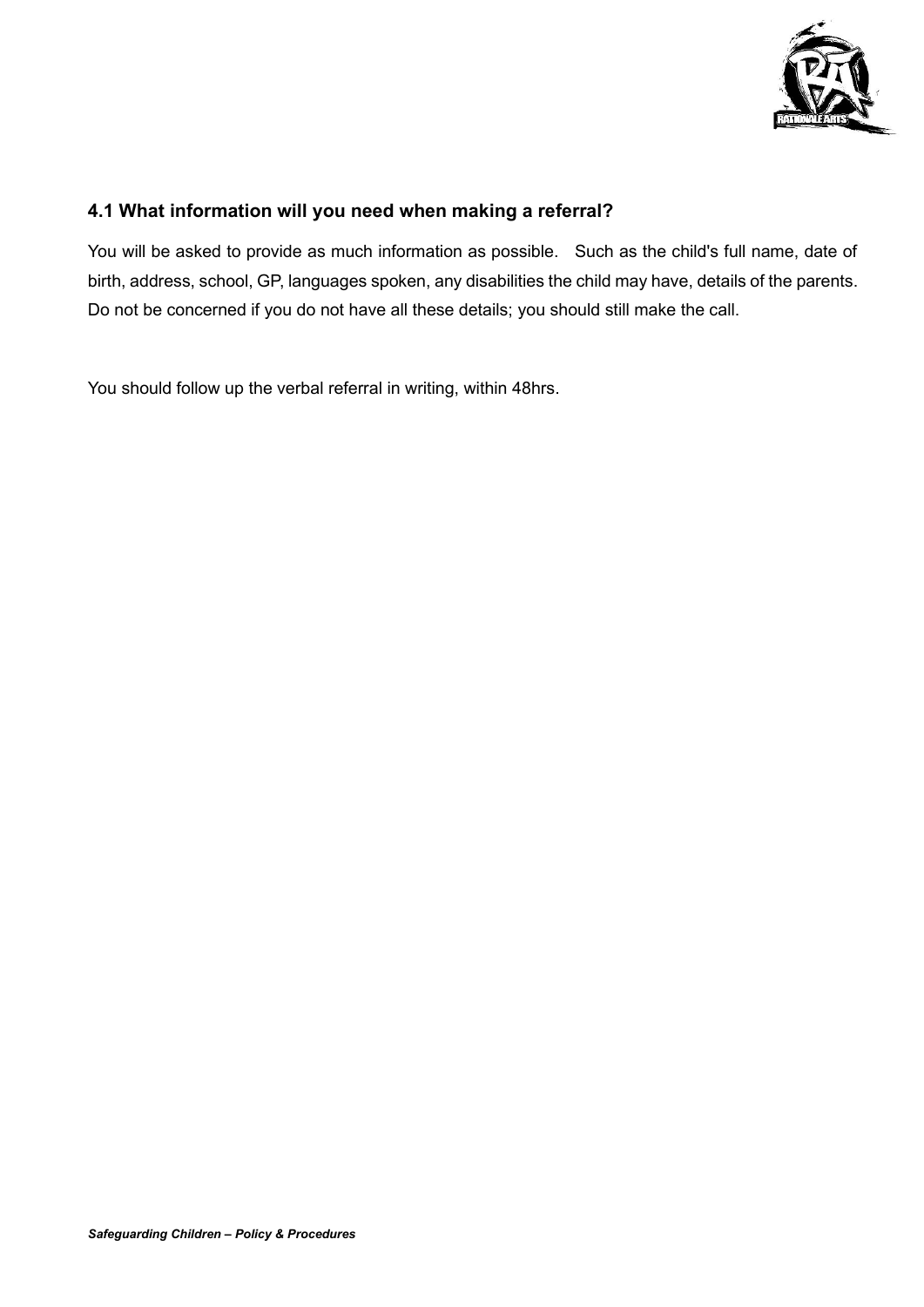### 4.1 What information will you need when making a referral?

You will be asked to provide as much information as possible. Such as the child's full name, date of birth, address, school, GP, languages spoken, any disabilities the child may have, details of the parents. Do not be concerned if you do not have all these details; you should still make the call.

You should follow up the verbal referral in writing, within 48hrs.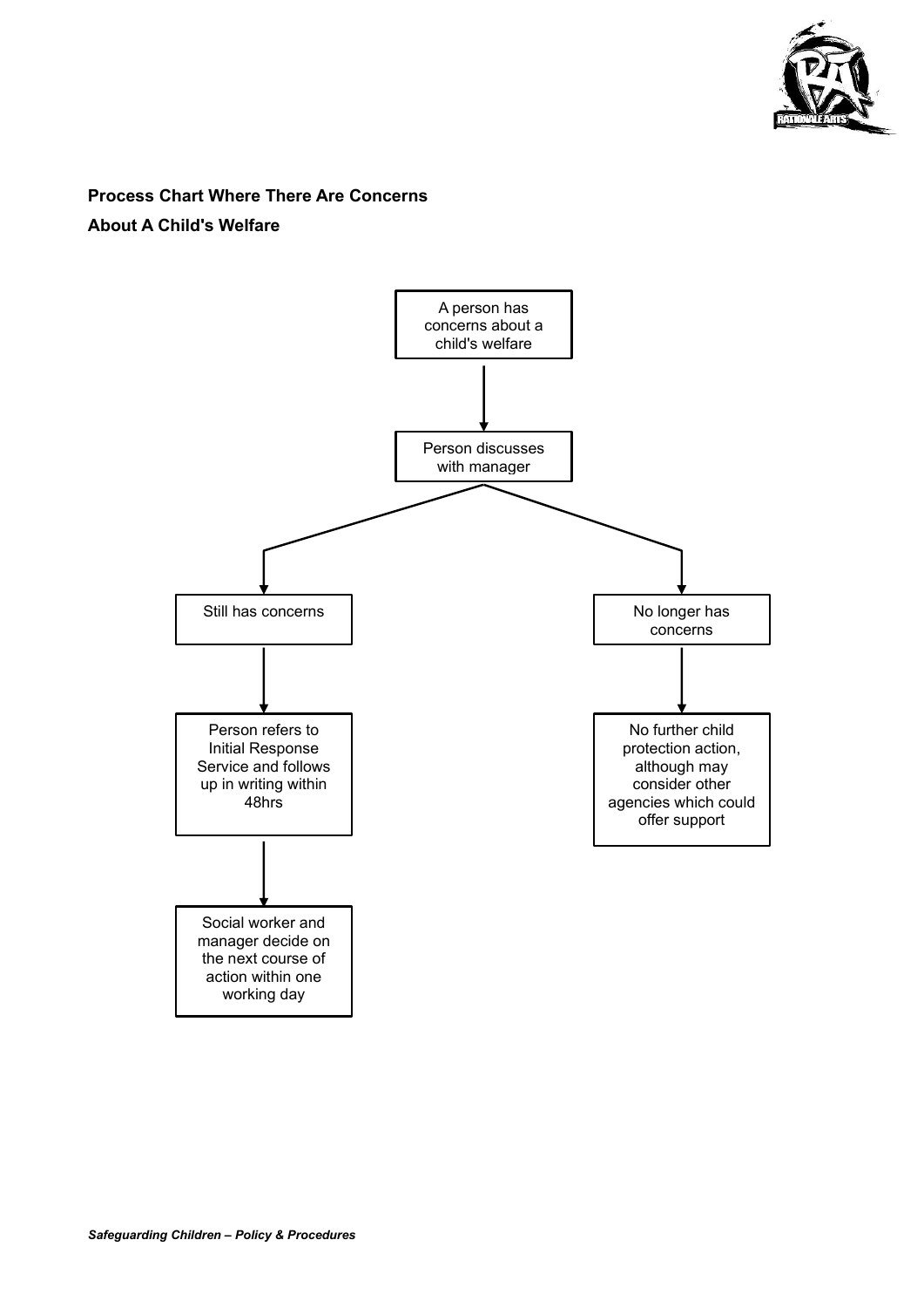**Process Chart Where There Are Concerns About A Child's Welfare**

A person has concerns about a child's welfare

↓

Person discusses with manager

↓

- **Still has concerns**
  - ↓ Person refers to Initial Response Service and follows up in writing within 48hrs
  - ↓ Social worker and manager decide on the next course of action within one working day
- **No longer has concerns**
  - ↓ No further child protection action, although may consider other agencies which could offer support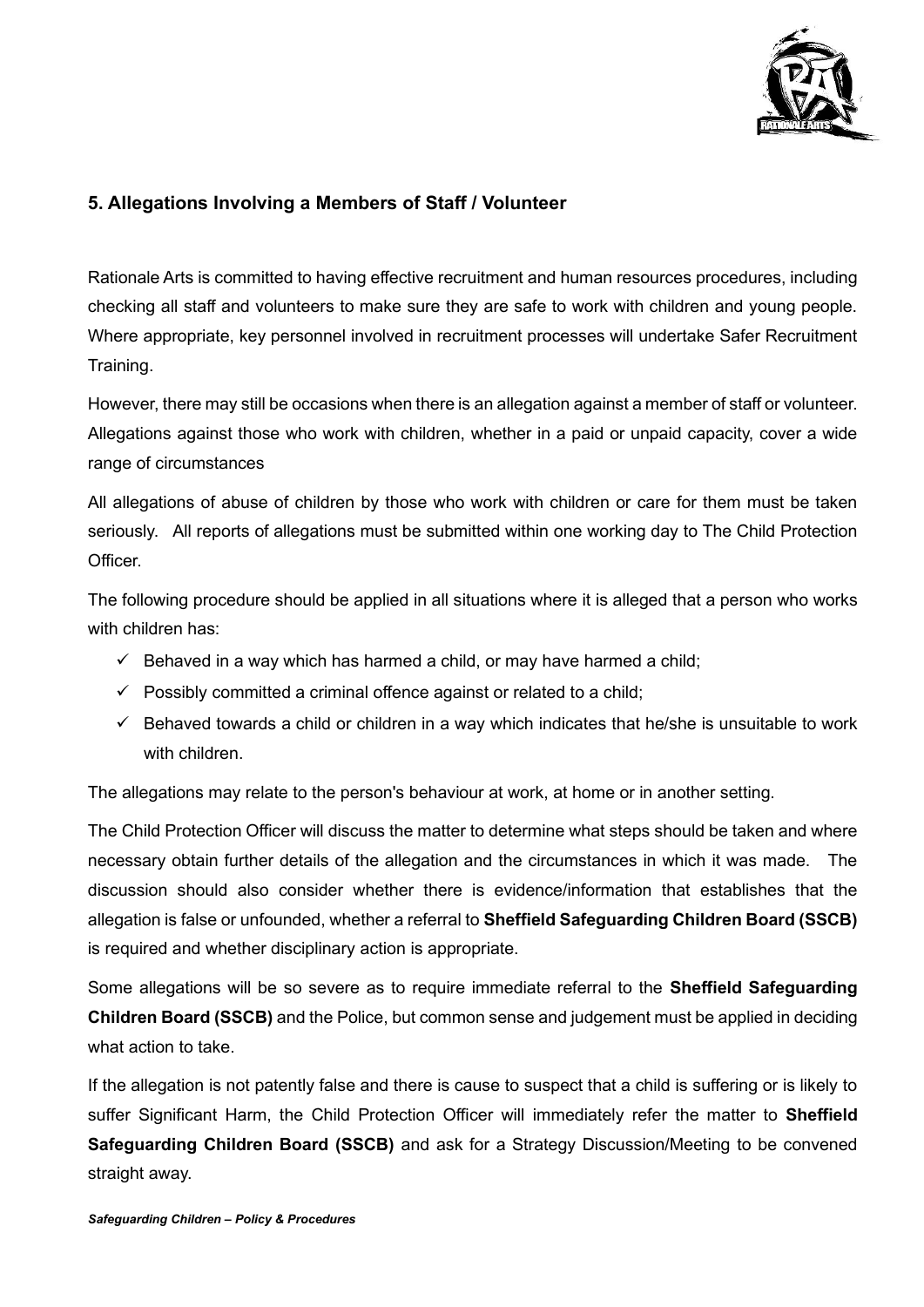## 5. Allegations Involving a Members of Staff / Volunteer

Rationale Arts is committed to having effective recruitment and human resources procedures, including checking all staff and volunteers to make sure they are safe to work with children and young people. Where appropriate, key personnel involved in recruitment processes will undertake Safer Recruitment Training.

However, there may still be occasions when there is an allegation against a member of staff or volunteer. Allegations against those who work with children, whether in a paid or unpaid capacity, cover a wide range of circumstances

All allegations of abuse of children by those who work with children or care for them must be taken seriously. All reports of allegations must be submitted within one working day to The Child Protection Officer.

The following procedure should be applied in all situations where it is alleged that a person who works with children has:

- ✓ Behaved in a way which has harmed a child, or may have harmed a child;
- ✓ Possibly committed a criminal offence against or related to a child;
- ✓ Behaved towards a child or children in a way which indicates that he/she is unsuitable to work with children.

The allegations may relate to the person's behaviour at work, at home or in another setting.

The Child Protection Officer will discuss the matter to determine what steps should be taken and where necessary obtain further details of the allegation and the circumstances in which it was made. The discussion should also consider whether there is evidence/information that establishes that the allegation is false or unfounded, whether a referral to **Sheffield Safeguarding Children Board (SSCB)** is required and whether disciplinary action is appropriate.

Some allegations will be so severe as to require immediate referral to the **Sheffield Safeguarding Children Board (SSCB)** and the Police, but common sense and judgement must be applied in deciding what action to take.

If the allegation is not patently false and there is cause to suspect that a child is suffering or is likely to suffer Significant Harm, the Child Protection Officer will immediately refer the matter to **Sheffield Safeguarding Children Board (SSCB)** and ask for a Strategy Discussion/Meeting to be convened straight away.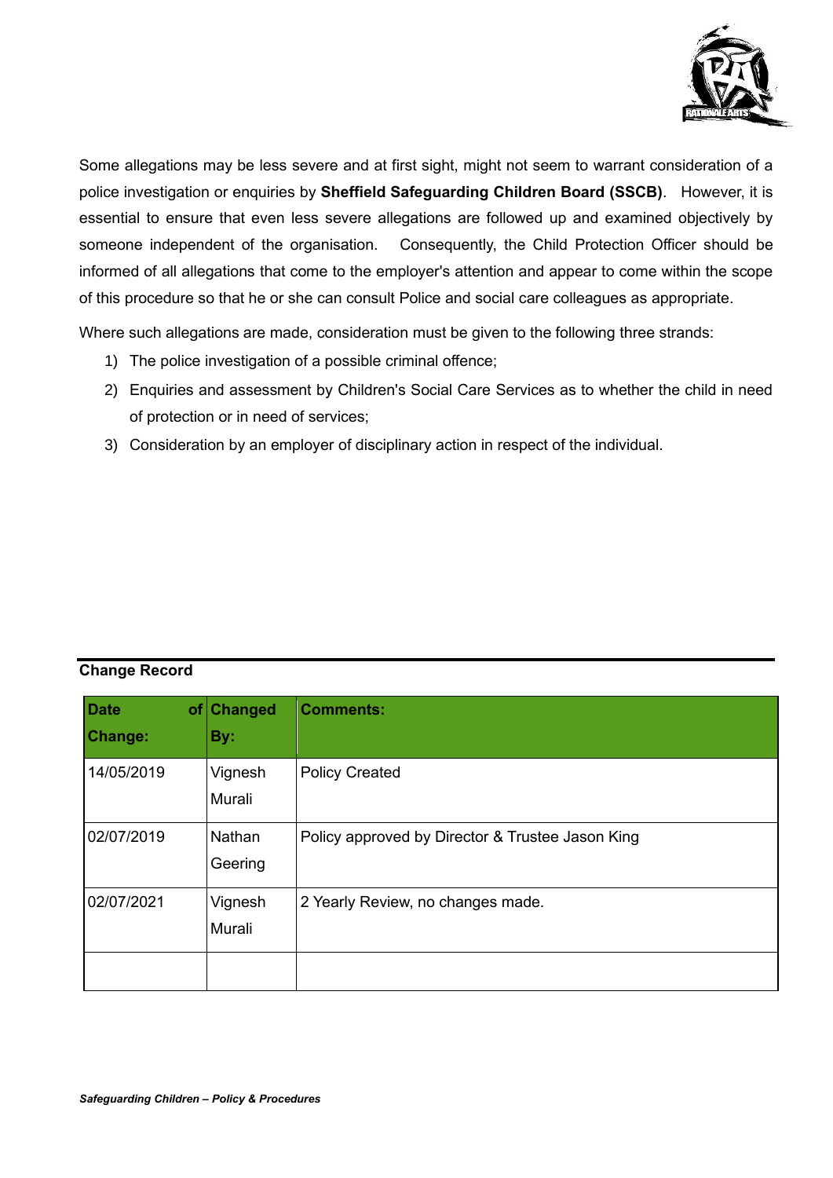Some allegations may be less severe and at first sight, might not seem to warrant consideration of a police investigation or enquiries by **Sheffield Safeguarding Children Board (SSCB)**. However, it is essential to ensure that even less severe allegations are followed up and examined objectively by someone independent of the organisation. Consequently, the Child Protection Officer should be informed of all allegations that come to the employer's attention and appear to come within the scope of this procedure so that he or she can consult Police and social care colleagues as appropriate.

Where such allegations are made, consideration must be given to the following three strands:

1) The police investigation of a possible criminal offence;
2) Enquiries and assessment by Children's Social Care Services as to whether the child in need of protection or in need of services;
3) Consideration by an employer of disciplinary action in respect of the individual.

**Change Record**

| Date of Change: | Changed By: | Comments: |
|---|---|---|
| 14/05/2019 | Vignesh Murali | Policy Created |
| 02/07/2019 | Nathan Geering | Policy approved by Director & Trustee Jason King |
| 02/07/2021 | Vignesh Murali | 2 Yearly Review, no changes made. |
| | | |